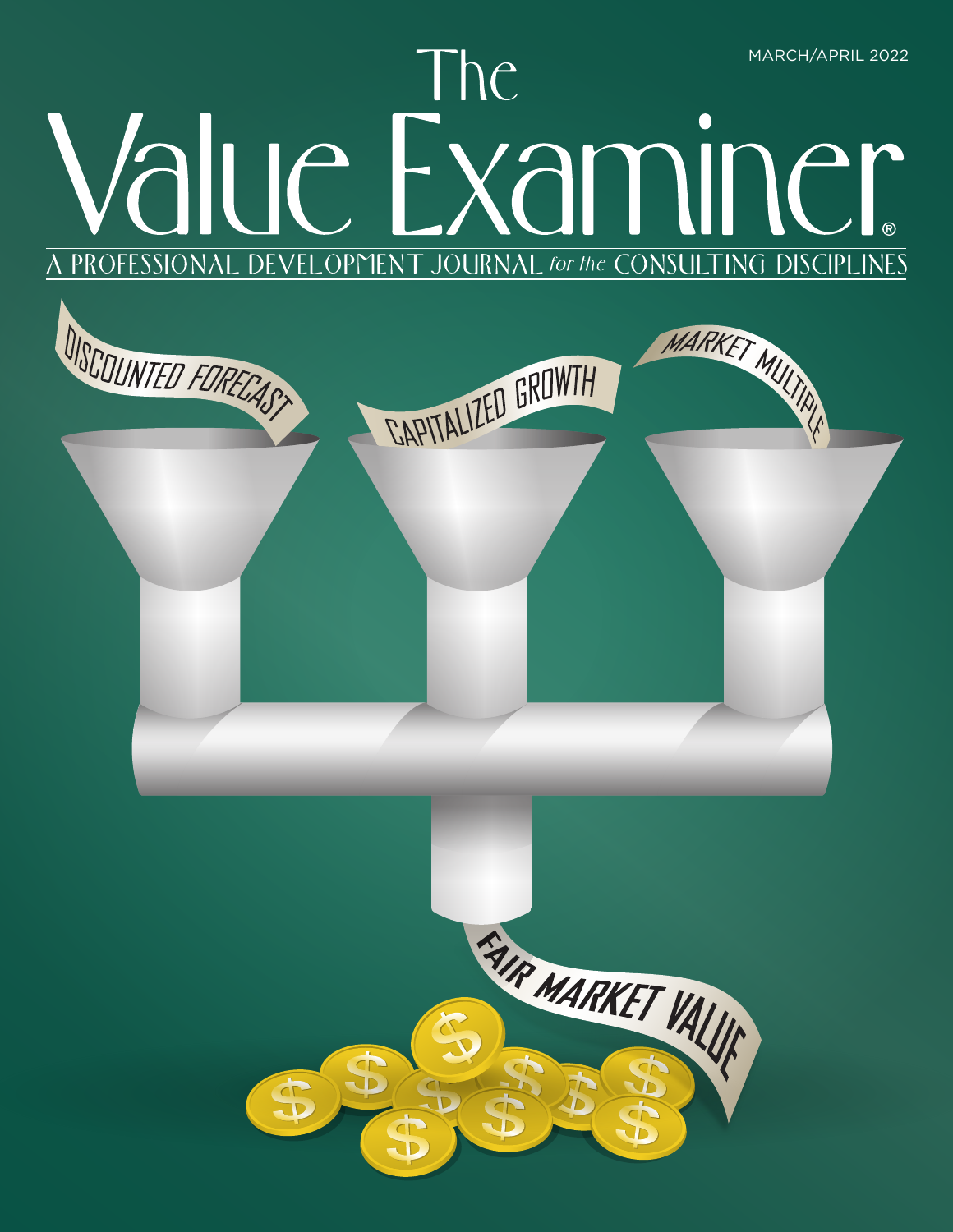MARCH/APRIL 2022

# The Value Examiner®

A PROFESSIONAL DEVELOPMENT JOURNAL *for the* CONSULTING DISCIPLINES

DISCOUNTED FORECAST

CAPITALIZED GROWTH

MARKET MULTIPLE

FAIR MARKET VALUE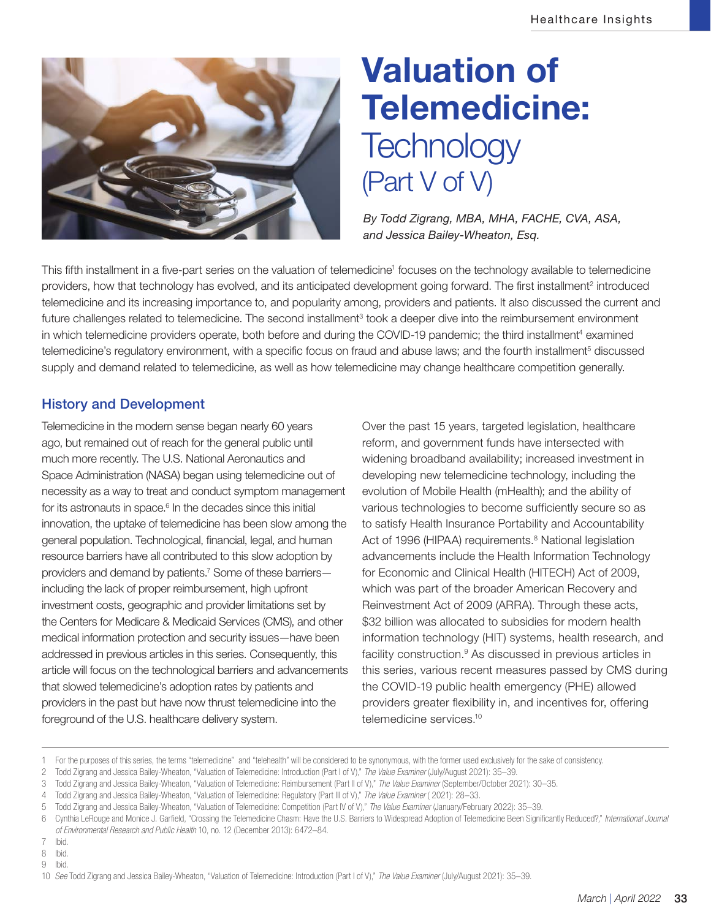# Valuation of Telemedicine: Technology (Part V of V)

*By Todd Zigrang, MBA, MHA, FACHE, CVA, ASA, and Jessica Bailey-Wheaton, Esq.*

This fifth installment in a five-part series on the valuation of telemedicine[1] focuses on the technology available to telemedicine providers, how that technology has evolved, and its anticipated development going forward. The first installment[2] introduced telemedicine and its increasing importance to, and popularity among, providers and patients. It also discussed the current and future challenges related to telemedicine. The second installment[3] took a deeper dive into the reimbursement environment in which telemedicine providers operate, both before and during the COVID-19 pandemic; the third installment[4] examined telemedicine's regulatory environment, with a specific focus on fraud and abuse laws; and the fourth installment[5] discussed supply and demand related to telemedicine, as well as how telemedicine may change healthcare competition generally.

## History and Development

Telemedicine in the modern sense began nearly 60 years ago, but remained out of reach for the general public until much more recently. The U.S. National Aeronautics and Space Administration (NASA) began using telemedicine out of necessity as a way to treat and conduct symptom management for its astronauts in space.[6] In the decades since this initial innovation, the uptake of telemedicine has been slow among the general population. Technological, financial, legal, and human resource barriers have all contributed to this slow adoption by providers and demand by patients.[7] Some of these barriers—including the lack of proper reimbursement, high upfront investment costs, geographic and provider limitations set by the Centers for Medicare & Medicaid Services (CMS), and other medical information protection and security issues—have been addressed in previous articles in this series. Consequently, this article will focus on the technological barriers and advancements that slowed telemedicine's adoption rates by patients and providers in the past but have now thrust telemedicine into the foreground of the U.S. healthcare delivery system.

Over the past 15 years, targeted legislation, healthcare reform, and government funds have intersected with widening broadband availability; increased investment in developing new telemedicine technology, including the evolution of Mobile Health (mHealth); and the ability of various technologies to become sufficiently secure so as to satisfy Health Insurance Portability and Accountability Act of 1996 (HIPAA) requirements.[8] National legislation advancements include the Health Information Technology for Economic and Clinical Health (HITECH) Act of 2009, which was part of the broader American Recovery and Reinvestment Act of 2009 (ARRA). Through these acts, $32 billion was allocated to subsidies for modern health information technology (HIT) systems, health research, and facility construction.[9] As discussed in previous articles in this series, various recent measures passed by CMS during the COVID-19 public health emergency (PHE) allowed providers greater flexibility in, and incentives for, offering telemedicine services.[10]

---

1 For the purposes of this series, the terms "telemedicine" and "telehealth" will be considered to be synonymous, with the former used exclusively for the sake of consistency.

2 Todd Zigrang and Jessica Bailey-Wheaton, "Valuation of Telemedicine: Introduction (Part I of V)," *The Value Examiner* (July/August 2021): 35–39.

3 Todd Zigrang and Jessica Bailey-Wheaton, "Valuation of Telemedicine: Reimbursement (Part II of V)," *The Value Examiner* (September/October 2021): 30–35.

4 Todd Zigrang and Jessica Bailey-Wheaton, "Valuation of Telemedicine: Regulatory (Part III of V)," *The Value Examiner* ( 2021): 28–33.

5 Todd Zigrang and Jessica Bailey-Wheaton, "Valuation of Telemedicine: Competition (Part IV of V)," *The Value Examiner* (January/February 2022): 35–39.

6 Cynthia LeRouge and Monice J. Garfield, "Crossing the Telemedicine Chasm: Have the U.S. Barriers to Widespread Adoption of Telemedicine Been Significantly Reduced?," *International Journal of Environmental Research and Public Health* 10, no. 12 (December 2013): 6472–84.

7 Ibid.

8 Ibid.

9 Ibid.

10 *See* Todd Zigrang and Jessica Bailey-Wheaton, "Valuation of Telemedicine: Introduction (Part I of V)," *The Value Examiner* (July/August 2021): 35–39.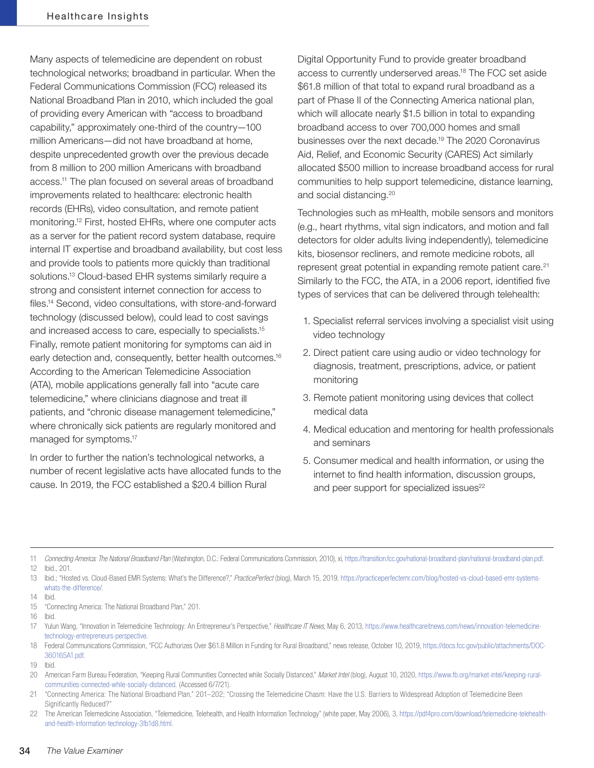Many aspects of telemedicine are dependent on robust technological networks; broadband in particular. When the Federal Communications Commission (FCC) released its National Broadband Plan in 2010, which included the goal of providing every American with "access to broadband capability," approximately one-third of the country—100 million Americans—did not have broadband at home, despite unprecedented growth over the previous decade from 8 million to 200 million Americans with broadband access.[11] The plan focused on several areas of broadband improvements related to healthcare: electronic health records (EHRs), video consultation, and remote patient monitoring.[12] First, hosted EHRs, where one computer acts as a server for the patient record system database, require internal IT expertise and broadband availability, but cost less and provide tools to patients more quickly than traditional solutions.[13] Cloud-based EHR systems similarly require a strong and consistent internet connection for access to files.[14] Second, video consultations, with store-and-forward technology (discussed below), could lead to cost savings and increased access to care, especially to specialists.[15] Finally, remote patient monitoring for symptoms can aid in early detection and, consequently, better health outcomes.[16] According to the American Telemedicine Association (ATA), mobile applications generally fall into "acute care telemedicine," where clinicians diagnose and treat ill patients, and "chronic disease management telemedicine," where chronically sick patients are regularly monitored and managed for symptoms.[17]

In order to further the nation's technological networks, a number of recent legislative acts have allocated funds to the cause. In 2019, the FCC established a $20.4 billion Rural Digital Opportunity Fund to provide greater broadband access to currently underserved areas.[18] The FCC set aside $61.8 million of that total to expand rural broadband as a part of Phase II of the Connecting America national plan, which will allocate nearly $1.5 billion in total to expanding broadband access to over 700,000 homes and small businesses over the next decade.[19] The 2020 Coronavirus Aid, Relief, and Economic Security (CARES) Act similarly allocated $500 million to increase broadband access for rural communities to help support telemedicine, distance learning, and social distancing.[20]

Technologies such as mHealth, mobile sensors and monitors (e.g., heart rhythms, vital sign indicators, and motion and fall detectors for older adults living independently), telemedicine kits, biosensor recliners, and remote medicine robots, all represent great potential in expanding remote patient care.[21] Similarly to the FCC, the ATA, in a 2006 report, identified five types of services that can be delivered through telehealth:

1. Specialist referral services involving a specialist visit using video technology
2. Direct patient care using audio or video technology for diagnosis, treatment, prescriptions, advice, or patient monitoring
3. Remote patient monitoring using devices that collect medical data
4. Medical education and mentoring for health professionals and seminars
5. Consumer medical and health information, or using the internet to find health information, discussion groups, and peer support for specialized issues[22]

---

11 *Connecting America: The National Broadband Plan* (Washington, D.C.: Federal Communications Commission, 2010), xi, https://transition.fcc.gov/national-broadband-plan/national-broadband-plan.pdf.

12 Ibid., 201.

13 Ibid.; "Hosted vs. Cloud-Based EMR Systems: What's the Difference?," *PracticePerfect* (blog), March 15, 2019, https://practiceperfectemr.com/blog/hosted-vs-cloud-based-emr-systems-whats-the-difference/.

14 Ibid.

15 "Connecting America: The National Broadband Plan," 201.

16 Ibid.

17 Yulun Wang, "Innovation in Telemedicine Technology: An Entrepreneur's Perspective," *Healthcare IT News*, May 6, 2013, https://www.healthcareitnews.com/news/innovation-telemedicine-technology-entrepreneurs-perspective.

18 Federal Communications Commission, "FCC Authorizes Over $61.8 Million in Funding for Rural Broadband," news release, October 10, 2019, https://docs.fcc.gov/public/attachments/DOC-360165A1.pdf.

19 Ibid.

20 American Farm Bureau Federation, "Keeping Rural Communities Connected while Socially Distanced," *Market Intel* (blog), August 10, 2020, https://www.fb.org/market-intel/keeping-rural-communities-connected-while-socially-distanced. (Accessed 6/7/21).

21 "Connecting America: The National Broadband Plan," 201–202; "Crossing the Telemedicine Chasm: Have the U.S. Barriers to Widespread Adoption of Telemedicine Been Significantly Reduced?"

22 The American Telemedicine Association, "Telemedicine, Telehealth, and Health Information Technology" (white paper, May 2006), 3, https://pdf4pro.com/download/telemedicine-telehealth-and-health-information-technology-3fb1d8.html.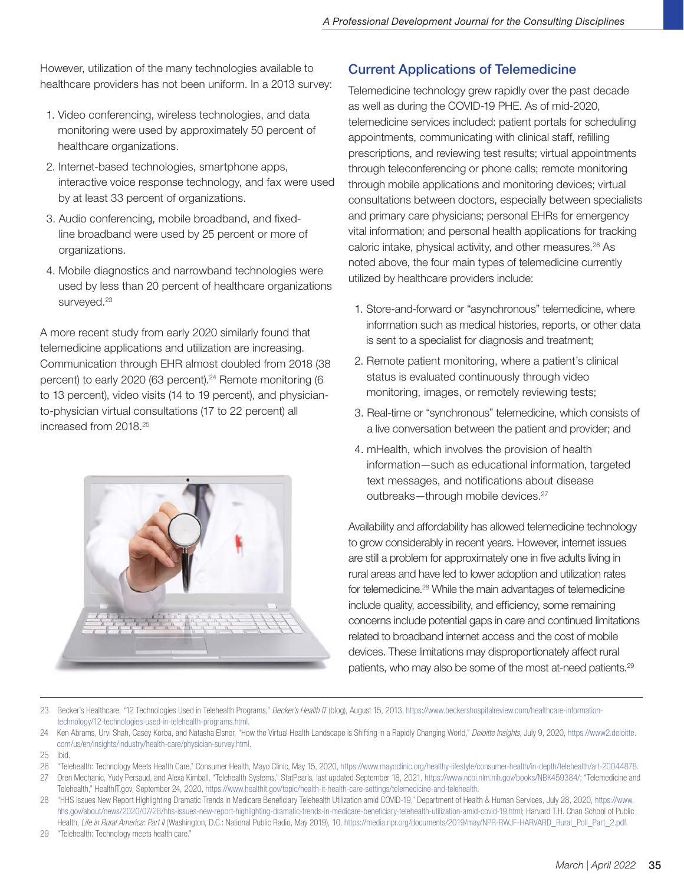However, utilization of the many technologies available to healthcare providers has not been uniform. In a 2013 survey:

1. Video conferencing, wireless technologies, and data monitoring were used by approximately 50 percent of healthcare organizations.
2. Internet-based technologies, smartphone apps, interactive voice response technology, and fax were used by at least 33 percent of organizations.
3. Audio conferencing, mobile broadband, and fixed-line broadband were used by 25 percent or more of organizations.
4. Mobile diagnostics and narrowband technologies were used by less than 20 percent of healthcare organizations surveyed.[23]

A more recent study from early 2020 similarly found that telemedicine applications and utilization are increasing. Communication through EHR almost doubled from 2018 (38 percent) to early 2020 (63 percent).[24] Remote monitoring (6 to 13 percent), video visits (14 to 19 percent), and physician-to-physician virtual consultations (17 to 22 percent) all increased from 2018.[25]

## Current Applications of Telemedicine

Telemedicine technology grew rapidly over the past decade as well as during the COVID-19 PHE. As of mid-2020, telemedicine services included: patient portals for scheduling appointments, communicating with clinical staff, refilling prescriptions, and reviewing test results; virtual appointments through teleconferencing or phone calls; remote monitoring through mobile applications and monitoring devices; virtual consultations between doctors, especially between specialists and primary care physicians; personal EHRs for emergency vital information; and personal health applications for tracking caloric intake, physical activity, and other measures.[26] As noted above, the four main types of telemedicine currently utilized by healthcare providers include:

1. Store-and-forward or "asynchronous" telemedicine, where information such as medical histories, reports, or other data is sent to a specialist for diagnosis and treatment;
2. Remote patient monitoring, where a patient's clinical status is evaluated continuously through video monitoring, images, or remotely reviewing tests;
3. Real-time or "synchronous" telemedicine, which consists of a live conversation between the patient and provider; and
4. mHealth, which involves the provision of health information—such as educational information, targeted text messages, and notifications about disease outbreaks—through mobile devices.[27]

Availability and affordability has allowed telemedicine technology to grow considerably in recent years. However, internet issues are still a problem for approximately one in five adults living in rural areas and have led to lower adoption and utilization rates for telemedicine.[28] While the main advantages of telemedicine include quality, accessibility, and efficiency, some remaining concerns include potential gaps in care and continued limitations related to broadband internet access and the cost of mobile devices. These limitations may disproportionately affect rural patients, who may also be some of the most at-need patients.[29]

---

23 Becker's Healthcare, "12 Technologies Used in Telehealth Programs," *Becker's Health IT* (blog), August 15, 2013, https://www.beckershospitalreview.com/healthcare-information-technology/12-technologies-used-in-telehealth-programs.html.

24 Ken Abrams, Urvi Shah, Casey Korba, and Natasha Elsner, "How the Virtual Health Landscape is Shifting in a Rapidly Changing World," *Deloitte Insights,* July 9, 2020, https://www2.deloitte.com/us/en/insights/industry/health-care/physician-survey.html.

25 Ibid.

26 "Telehealth: Technology Meets Health Care," Consumer Health, Mayo Clinic, May 15, 2020, https://www.mayoclinic.org/healthy-lifestyle/consumer-health/in-depth/telehealth/art-20044878.

27 Oren Mechanic, Yudy Persaud, and Alexa Kimball, "Telehealth Systems," StatPearls, last updated September 18, 2021, https://www.ncbi.nlm.nih.gov/books/NBK459384/; "Telemedicine and Telehealth," HealthIT.gov, September 24, 2020, https://www.healthit.gov/topic/health-it-health-care-settings/telemedicine-and-telehealth.

28 "HHS Issues New Report Highlighting Dramatic Trends in Medicare Beneficiary Telehealth Utilization amid COVID-19," Department of Health & Human Services, July 28, 2020, https://www.hhs.gov/about/news/2020/07/28/hhs-issues-new-report-highlighting-dramatic-trends-in-medicare-beneficiary-telehealth-utilization-amid-covid-19.html; Harvard T.H. Chan School of Public Health, *Life in Rural America: Part II* (Washington, D.C.: National Public Radio, May 2019), 10, https://media.npr.org/documents/2019/may/NPR-RWJF-HARVARD_Rural_Poll_Part_2.pdf.

29 "Telehealth: Technology meets health care."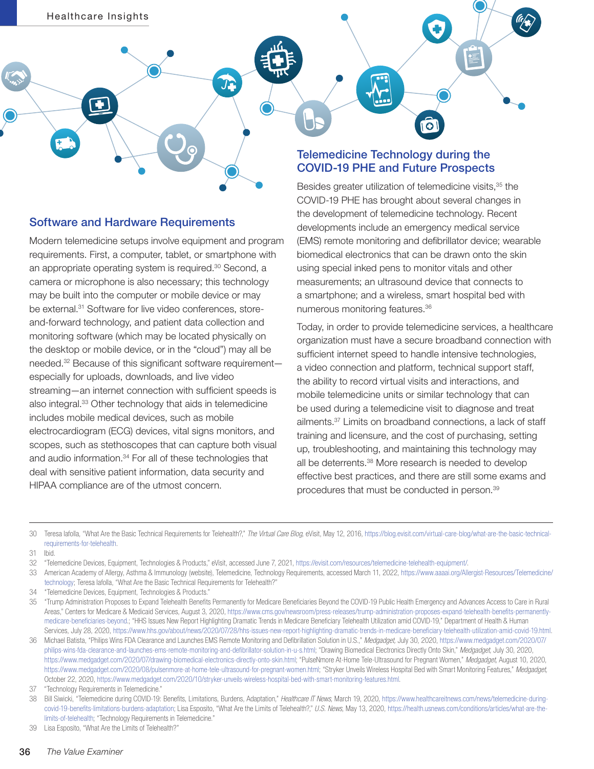## Software and Hardware Requirements

Modern telemedicine setups involve equipment and program requirements. First, a computer, tablet, or smartphone with an appropriate operating system is required.[30] Second, a camera or microphone is also necessary; this technology may be built into the computer or mobile device or may be external.[31] Software for live video conferences, store-and-forward technology, and patient data collection and monitoring software (which may be located physically on the desktop or mobile device, or in the "cloud") may all be needed.[32] Because of this significant software requirement—especially for uploads, downloads, and live video streaming—an internet connection with sufficient speeds is also integral.[33] Other technology that aids in telemedicine includes mobile medical devices, such as mobile electrocardiogram (ECG) devices, vital signs monitors, and scopes, such as stethoscopes that can capture both visual and audio information.[34] For all of these technologies that deal with sensitive patient information, data security and HIPAA compliance are of the utmost concern.

## Telemedicine Technology during the COVID-19 PHE and Future Prospects

Besides greater utilization of telemedicine visits,[35] the COVID-19 PHE has brought about several changes in the development of telemedicine technology. Recent developments include an emergency medical service (EMS) remote monitoring and defibrillator device; wearable biomedical electronics that can be drawn onto the skin using special inked pens to monitor vitals and other measurements; an ultrasound device that connects to a smartphone; and a wireless, smart hospital bed with numerous monitoring features.[36]

Today, in order to provide telemedicine services, a healthcare organization must have a secure broadband connection with sufficient internet speed to handle intensive technologies, a video connection and platform, technical support staff, the ability to record virtual visits and interactions, and mobile telemedicine units or similar technology that can be used during a telemedicine visit to diagnose and treat ailments.[37] Limits on broadband connections, a lack of staff training and licensure, and the cost of purchasing, setting up, troubleshooting, and maintaining this technology may all be deterrents.[38] More research is needed to develop effective best practices, and there are still some exams and procedures that must be conducted in person.[39]

---

30 Teresa Iafolla, "What Are the Basic Technical Requirements for Telehealth?," *The Virtual Care Blog*, eVisit, May 12, 2016, https://blog.evisit.com/virtual-care-blog/what-are-the-basic-technical-requirements-for-telehealth.

31 Ibid.

32 "Telemedicine Devices, Equipment, Technologies & Products," eVisit, accessed June 7, 2021, https://evisit.com/resources/telemedicine-telehealth-equipment/.

33 American Academy of Allergy, Asthma & Immunology (website), Telemedicine, Technology Requirements, accessed March 11, 2022, https://www.aaaai.org/Allergist-Resources/Telemedicine/technology; Teresa Iafolla, "What Are the Basic Technical Requirements for Telehealth?"

34 "Telemedicine Devices, Equipment, Technologies & Products."

35 "Trump Administration Proposes to Expand Telehealth Benefits Permanently for Medicare Beneficiaries Beyond the COVID-19 Public Health Emergency and Advances Access to Care in Rural Areas," Centers for Medicare & Medicaid Services, August 3, 2020, https://www.cms.gov/newsroom/press-releases/trump-administration-proposes-expand-telehealth-benefits-permanently-medicare-beneficiaries-beyond.; "HHS Issues New Report Highlighting Dramatic Trends in Medicare Beneficiary Telehealth Utilization amid COVID-19," Department of Health & Human Services, July 28, 2020, https://www.hhs.gov/about/news/2020/07/28/hhs-issues-new-report-highlighting-dramatic-trends-in-medicare-beneficiary-telehealth-utilization-amid-covid-19.html.

36 Michael Batista, "Philips Wins FDA Clearance and Launches EMS Remote Monitoring and Defibrillation Solution in U.S.," *Medgadget*, July 30, 2020, https://www.medgadget.com/2020/07/philips-wins-fda-clearance-and-launches-ems-remote-monitoring-and-defibrillator-solution-in-u-s.html; "Drawing Biomedical Electronics Directly Onto Skin," *Medgadget*, July 30, 2020, https://www.medgadget.com/2020/07/drawing-biomedical-electronics-directly-onto-skin.html; "PulseNmore At-Home Tele-Ultrasound for Pregnant Women," *Medgadget*, August 10, 2020, https://www.medgadget.com/2020/08/pulsenmore-at-home-tele-ultrasound-for-pregnant-women.html; "Stryker Unveils Wireless Hospital Bed with Smart Monitoring Features," *Medgadget*, October 22, 2020, https://www.medgadget.com/2020/10/stryker-unveils-wireless-hospital-bed-with-smart-monitoring-features.html.

37 "Technology Requirements in Telemedicine."

38 Bill Siwicki, "Telemedicine during COVID-19: Benefits, Limitations, Burdens, Adaptation," *Healthcare IT News*, March 19, 2020, https://www.healthcareitnews.com/news/telemedicine-during-covid-19-benefits-limitations-burdens-adaptation; Lisa Esposito, "What Are the Limits of Telehealth?," *U.S. News*, May 13, 2020, https://health.usnews.com/conditions/articles/what-are-the-limits-of-telehealth; "Technology Requirements in Telemedicine."

39 Lisa Esposito, "What Are the Limits of Telehealth?"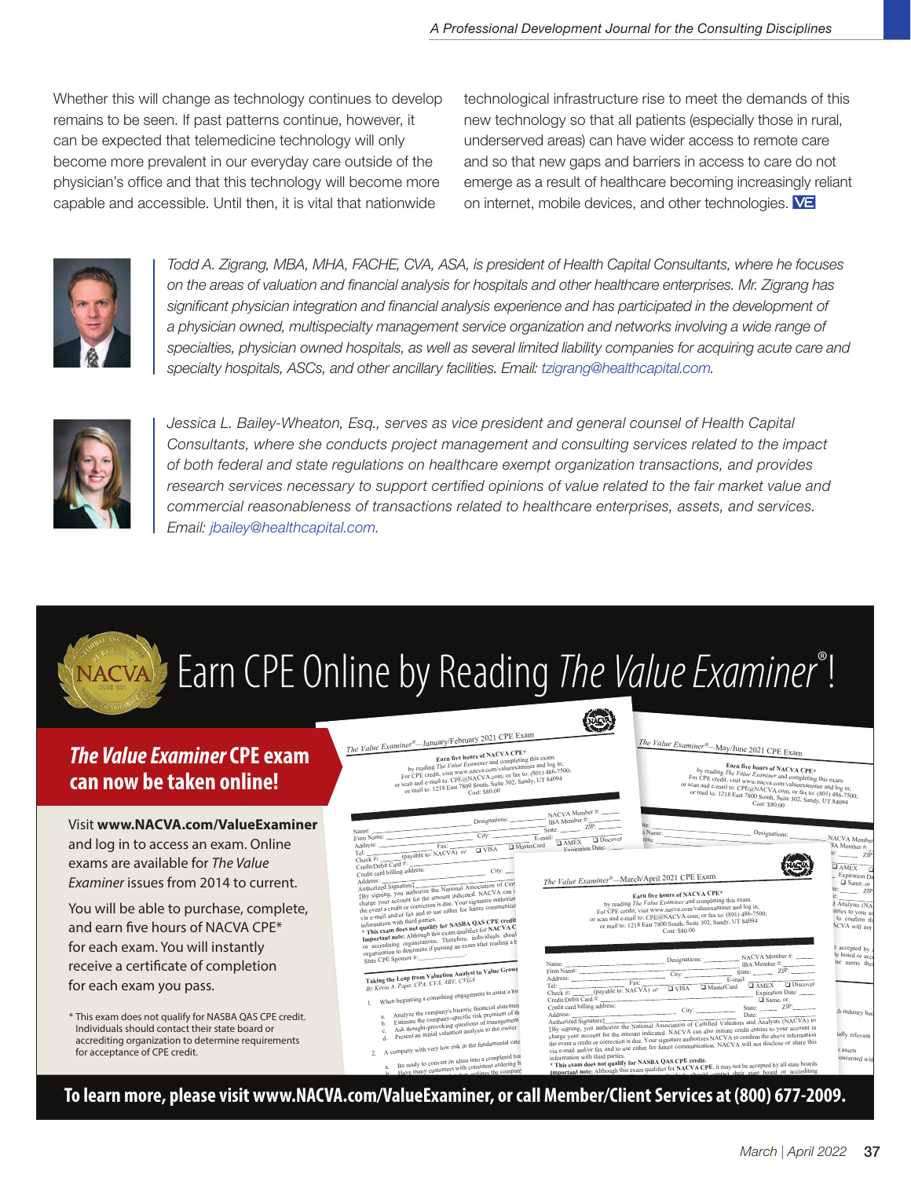Whether this will change as technology continues to develop remains to be seen. If past patterns continue, however, it can be expected that telemedicine technology will only become more prevalent in our everyday care outside of the physician's office and that this technology will become more capable and accessible. Until then, it is vital that nationwide technological infrastructure rise to meet the demands of this new technology so that all patients (especially those in rural, underserved areas) can have wider access to remote care and so that new gaps and barriers in access to care do not emerge as a result of healthcare becoming increasingly reliant on internet, mobile devices, and other technologies. VE

*Todd A. Zigrang, MBA, MHA, FACHE, CVA, ASA, is president of Health Capital Consultants, where he focuses on the areas of valuation and financial analysis for hospitals and other healthcare enterprises. Mr. Zigrang has significant physician integration and financial analysis experience and has participated in the development of a physician owned, multispecialty management service organization and networks involving a wide range of specialties, physician owned hospitals, as well as several limited liability companies for acquiring acute care and specialty hospitals, ASCs, and other ancillary facilities. Email: tzigrang@healthcapital.com.*

*Jessica L. Bailey-Wheaton, Esq., serves as vice president and general counsel of Health Capital Consultants, where she conducts project management and consulting services related to the impact of both federal and state regulations on healthcare exempt organization transactions, and provides research services necessary to support certified opinions of value related to the fair market value and commercial reasonableness of transactions related to healthcare enterprises, assets, and services. Email: jbailey@healthcapital.com.*

# Earn CPE Online by Reading *The Value Examiner*®!

## *The Value Examiner* CPE exam can now be taken online!

Visit **www.NACVA.com/ValueExaminer** and log in to access an exam. Online exams are available for *The Value Examiner* issues from 2014 to current.

You will be able to purchase, complete, and earn five hours of NACVA CPE* for each exam. You will instantly receive a certificate of completion for each exam you pass.

\* This exam does not qualify for NASBA QAS CPE credit. Individuals should contact their state board or accrediting organization to determine requirements for acceptance of CPE credit.

**To learn more, please visit www.NACVA.com/ValueExaminer, or call Member/Client Services at (800) 677-2009.**